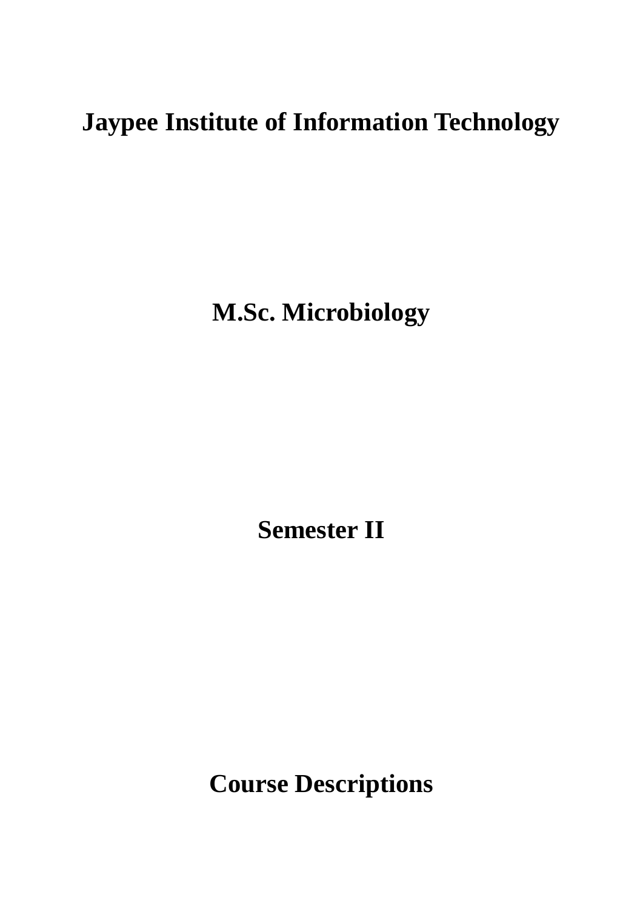# Jaypee Institute of Information Technology

# M.Sc. Microbiology

# Semester II

# Course Descriptions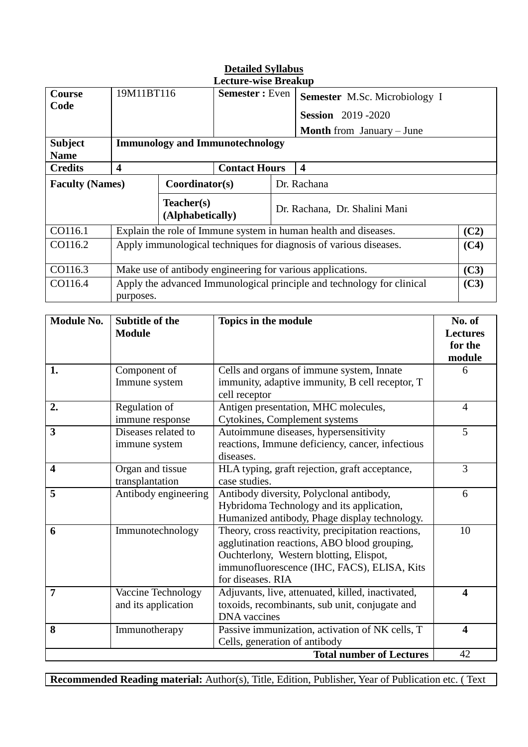**Detailed Syllabus**

**Lecture-wise Breakup**

| **Course Code** | 19M11BT116 | | **Semester :** Even | **Semester** M.Sc. Microbiology I<br>**Session** 2019 -2020<br>**Month** from January – June | |
|---|---|---|---|---|---|
| **Subject Name** | **Immunology and Immunotechnology** | | | | |
| **Credits** | **4** | | **Contact Hours** | **4** | |
| **Faculty (Names)** | | **Coordinator(s)** | | Dr. Rachana | |
| | | **Teacher(s) (Alphabetically)** | | Dr. Rachana, Dr. Shalini Mani | |
| CO116.1 | Explain the role of Immune system in human health and diseases. | | | | **(C2)** |
| CO116.2 | Apply immunological techniques for diagnosis of various diseases. | | | | **(C4)** |
| CO116.3 | Make use of antibody engineering for various applications. | | | | **(C3)** |
| CO116.4 | Apply the advanced Immunological principle and technology for clinical purposes. | | | | **(C3)** |

| **Module No.** | **Subtitle of the Module** | **Topics in the module** | **No. of Lectures for the module** |
|---|---|---|---|
| **1.** | Component of Immune system | Cells and organs of immune system, Innate immunity, adaptive immunity, B cell receptor, T cell receptor | 6 |
| **2.** | Regulation of immune response | Antigen presentation, MHC molecules, Cytokines, Complement systems | 4 |
| **3** | Diseases related to immune system | Autoimmune diseases, hypersensitivity reactions, Immune deficiency, cancer, infectious diseases. | 5 |
| **4** | Organ and tissue transplantation | HLA typing, graft rejection, graft acceptance, case studies. | 3 |
| **5** | Antibody engineering | Antibody diversity, Polyclonal antibody, Hybridoma Technology and its application, Humanized antibody, Phage display technology. | 6 |
| **6** | Immunotechnology | Theory, cross reactivity, precipitation reactions, agglutination reactions, ABO blood grouping, Ouchterlony, Western blotting, Elispot, immunofluorescence (IHC, FACS), ELISA, Kits for diseases. RIA | 10 |
| **7** | Vaccine Technology and its application | Adjuvants, live, attenuated, killed, inactivated, toxoids, recombinants, sub unit, conjugate and DNA vaccines | **4** |
| **8** | Immunotherapy | Passive immunization, activation of NK cells, T Cells, generation of antibody | **4** |
| | | **Total number of Lectures** | 42 |

**Recommended Reading material:** Author(s), Title, Edition, Publisher, Year of Publication etc. ( Text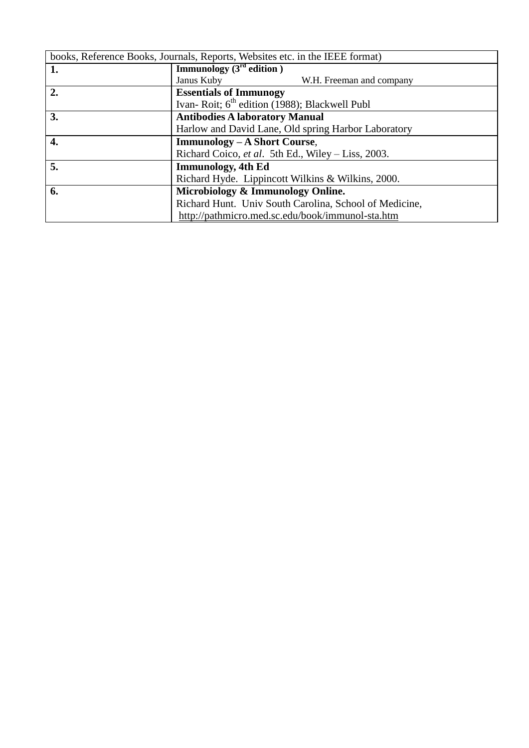| books, Reference Books, Journals, Reports, Websites etc. in the IEEE format) | |
|---|---|
| **1.** | **Immunology (3rd edition )**<br>Janus Kuby W.H. Freeman and company |
| **2.** | **Essentials of Immunogy**<br>Ivan- Roit; 6th edition (1988); Blackwell Publ |
| **3.** | **Antibodies A laboratory Manual**<br>Harlow and David Lane, Old spring Harbor Laboratory |
| **4.** | **Immunology – A Short Course**,<br>Richard Coico, *et al*. 5th Ed., Wiley – Liss, 2003. |
| **5.** | **Immunology, 4th Ed**<br>Richard Hyde. Lippincott Wilkins & Wilkins, 2000. |
| **6.** | **Microbiology & Immunology Online.**<br>Richard Hunt. Univ South Carolina, School of Medicine,<br>http://pathmicro.med.sc.edu/book/immunol-sta.htm |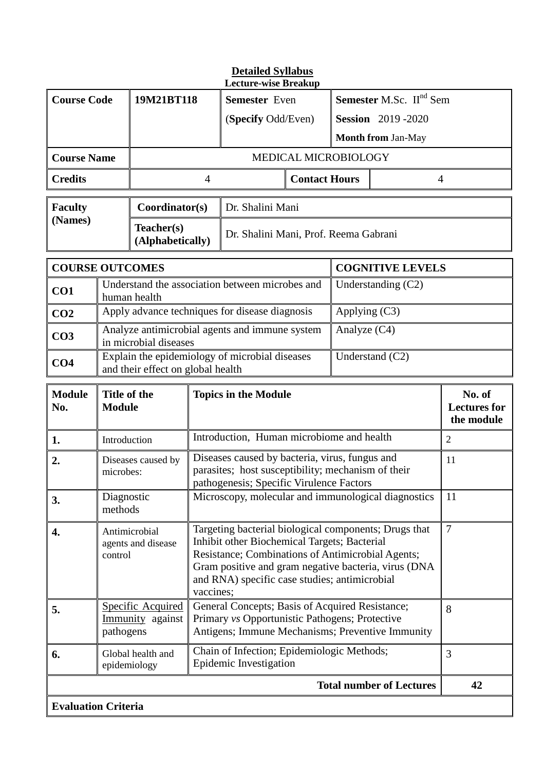## Detailed Syllabus

**Lecture-wise Breakup**

| **Course Code** | **19M21BT118** | **Semester** Even (**Specify** Odd/Even) | | **Semester** M.Sc. II$^{nd}$ Sem **Session** 2019 -2020 **Month from** Jan-May |
|---|---|---|---|---|
| **Course Name** | MEDICAL MICROBIOLOGY | | | |
| **Credits** | 4 | | **Contact Hours** | 4 |

| **Faculty (Names)** | **Coordinator(s)** | Dr. Shalini Mani |
|---|---|---|
| | **Teacher(s) (Alphabetically)** | Dr. Shalini Mani, Prof. Reema Gabrani |

| **COURSE OUTCOMES** | | **COGNITIVE LEVELS** |
|---|---|---|
| **CO1** | Understand the association between microbes and human health | Understanding (C2) |
| **CO2** | Apply advance techniques for disease diagnosis | Applying (C3) |
| **CO3** | Analyze antimicrobial agents and immune system in microbial diseases | Analyze (C4) |
| **CO4** | Explain the epidemiology of microbial diseases and their effect on global health | Understand (C2) |

| **Module No.** | **Title of the Module** | **Topics in the Module** | **No. of Lectures for the module** |
|---|---|---|---|
| **1.** | Introduction | Introduction, Human microbiome and health | 2 |
| **2.** | Diseases caused by microbes: | Diseases caused by bacteria, virus, fungus and parasites; host susceptibility; mechanism of their pathogenesis; Specific Virulence Factors | 11 |
| **3.** | Diagnostic methods | Microscopy, molecular and immunological diagnostics | 11 |
| **4.** | Antimicrobial agents and disease control | Targeting bacterial biological components; Drugs that Inhibit other Biochemical Targets; Bacterial Resistance; Combinations of Antimicrobial Agents; Gram positive and gram negative bacteria, virus (DNA and RNA) specific case studies; antimicrobial vaccines; | 7 |
| **5.** | Specific Acquired Immunity against pathogens | General Concepts; Basis of Acquired Resistance; Primary *vs* Opportunistic Pathogens; Protective Antigens; Immune Mechanisms; Preventive Immunity | 8 |
| **6.** | Global health and epidemiology | Chain of Infection; Epidemiologic Methods; Epidemic Investigation | 3 |
| | | **Total number of Lectures** | **42** |

**Evaluation Criteria**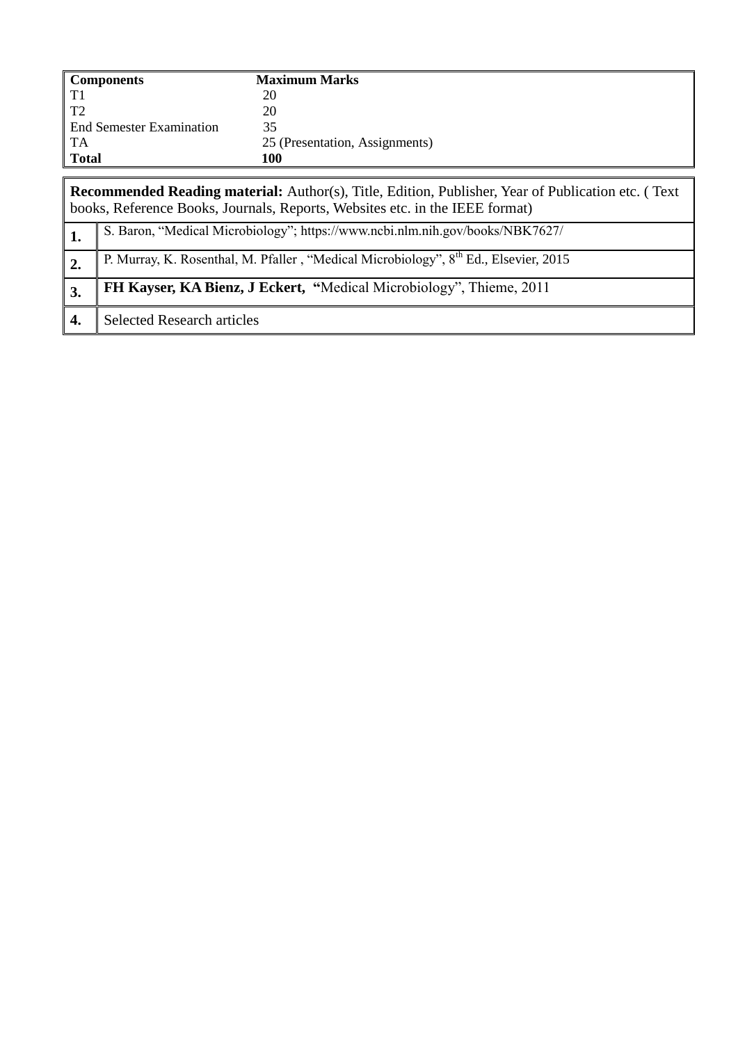| **Components** | **Maximum Marks** |
|---|---|
| T1 | 20 |
| T2 | 20 |
| End Semester Examination | 35 |
| TA | 25 (Presentation, Assignments) |
| **Total** | **100** |

| **Recommended Reading material:** Author(s), Title, Edition, Publisher, Year of Publication etc. ( Text books, Reference Books, Journals, Reports, Websites etc. in the IEEE format) | |
|---|---|
| **1.** | S. Baron, "Medical Microbiology"; https://www.ncbi.nlm.nih.gov/books/NBK7627/ |
| **2.** | P. Murray, K. Rosenthal, M. Pfaller , "Medical Microbiology", $8^{th}$ Ed., Elsevier, 2015 |
| **3.** | **FH Kayser, KA Bienz, J Eckert, "**Medical Microbiology", Thieme, 2011 |
| **4.** | Selected Research articles |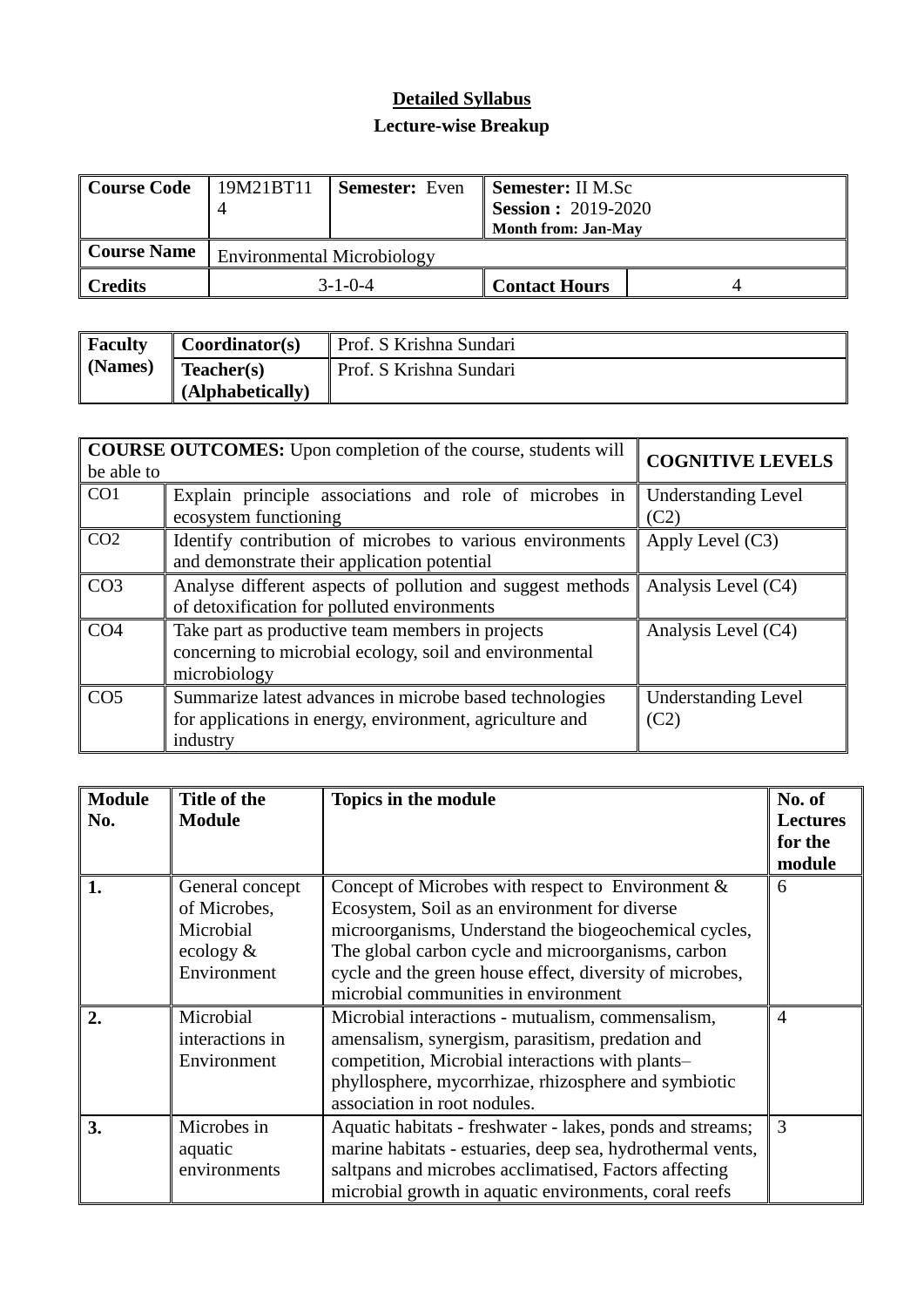**Detailed Syllabus**

**Lecture-wise Breakup**

| **Course Code** | 19M21BT114 | **Semester:** Even | **Semester:** II M.Sc<br>**Session :** 2019-2020<br>**Month from: Jan-May** | |
|---|---|---|---|---|
| **Course Name** | Environmental Microbiology | | | |
| **Credits** | 3-1-0-4 | | **Contact Hours** | 4 |

| **Faculty (Names)** | **Coordinator(s)** | Prof. S Krishna Sundari |
|---|---|---|
| | **Teacher(s) (Alphabetically)** | Prof. S Krishna Sundari |

| **COURSE OUTCOMES:** Upon completion of the course, students will be able to | | **COGNITIVE LEVELS** |
|---|---|---|
| CO1 | Explain principle associations and role of microbes in ecosystem functioning | Understanding Level (C2) |
| CO2 | Identify contribution of microbes to various environments and demonstrate their application potential | Apply Level (C3) |
| CO3 | Analyse different aspects of pollution and suggest methods of detoxification for polluted environments | Analysis Level (C4) |
| CO4 | Take part as productive team members in projects concerning to microbial ecology, soil and environmental microbiology | Analysis Level (C4) |
| CO5 | Summarize latest advances in microbe based technologies for applications in energy, environment, agriculture and industry | Understanding Level (C2) |

| **Module No.** | **Title of the Module** | **Topics in the module** | **No. of Lectures for the module** |
|---|---|---|---|
| **1.** | General concept of Microbes, Microbial ecology & Environment | Concept of Microbes with respect to Environment & Ecosystem, Soil as an environment for diverse microorganisms, Understand the biogeochemical cycles, The global carbon cycle and microorganisms, carbon cycle and the green house effect, diversity of microbes, microbial communities in environment | 6 |
| **2.** | Microbial interactions in Environment | Microbial interactions - mutualism, commensalism, amensalism, synergism, parasitism, predation and competition, Microbial interactions with plants– phyllosphere, mycorrhizae, rhizosphere and symbiotic association in root nodules. | 4 |
| **3.** | Microbes in aquatic environments | Aquatic habitats - freshwater - lakes, ponds and streams; marine habitats - estuaries, deep sea, hydrothermal vents, saltpans and microbes acclimatised, Factors affecting microbial growth in aquatic environments, coral reefs | 3 |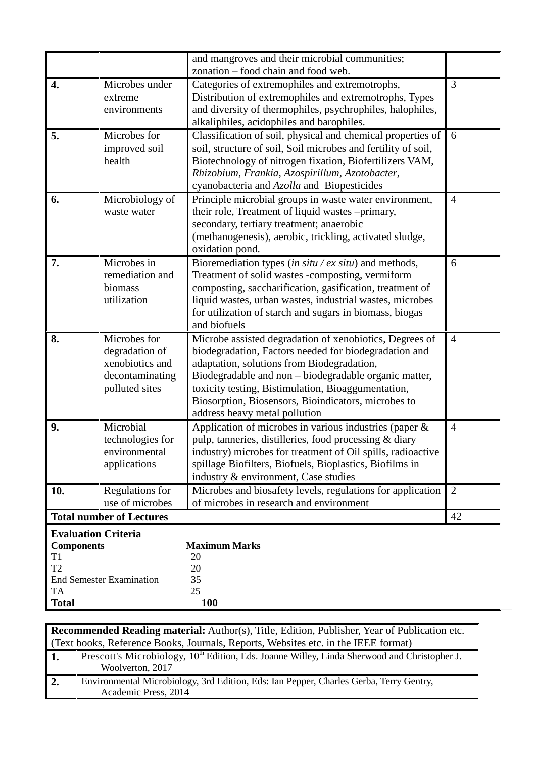|  |  |  |  |
|---|---|---|---|
|  |  | and mangroves and their microbial communities; zonation – food chain and food web. |  |
| **4.** | Microbes under extreme environments | Categories of extremophiles and extremotrophs, Distribution of extremophiles and extremotrophs, Types and diversity of thermophiles, psychrophiles, halophiles, alkaliphiles, acidophiles and barophiles. | 3 |
| **5.** | Microbes for improved soil health | Classification of soil, physical and chemical properties of soil, structure of soil, Soil microbes and fertility of soil, Biotechnology of nitrogen fixation, Biofertilizers VAM, *Rhizobium*, *Frankia*, *Azospirillum*, *Azotobacter*, cyanobacteria and *Azolla* and Biopesticides | 6 |
| **6.** | Microbiology of waste water | Principle microbial groups in waste water environment, their role, Treatment of liquid wastes –primary, secondary, tertiary treatment; anaerobic (methanogenesis), aerobic, trickling, activated sludge, oxidation pond. | 4 |
| **7.** | Microbes in remediation and biomass utilization | Bioremediation types (*in situ / ex situ*) and methods, Treatment of solid wastes -composting, vermiform composting, saccharification, gasification, treatment of liquid wastes, urban wastes, industrial wastes, microbes for utilization of starch and sugars in biomass, biogas and biofuels | 6 |
| **8.** | Microbes for degradation of xenobiotics and decontaminating polluted sites | Microbe assisted degradation of xenobiotics, Degrees of biodegradation, Factors needed for biodegradation and adaptation, solutions from Biodegradation, Biodegradable and non – biodegradable organic matter, toxicity testing, Bistimulation, Bioaggumentation, Biosorption, Biosensors, Bioindicators, microbes to address heavy metal pollution | 4 |
| **9.** | Microbial technologies for environmental applications | Application of microbes in various industries (paper & pulp, tanneries, distilleries, food processing & diary industry) microbes for treatment of Oil spills, radioactive spillage Biofilters, Biofuels, Bioplastics, Biofilms in industry & environment, Case studies | 4 |
| **10.** | Regulations for use of microbes | Microbes and biosafety levels, regulations for application of microbes in research and environment | 2 |
| **Total number of Lectures** |  |  | 42 |

**Evaluation Criteria**

| **Components** | **Maximum Marks** |
|---|---|
| T1 | 20 |
| T2 | 20 |
| End Semester Examination | 35 |
| TA | 25 |
| **Total** | **100** |

| **Recommended Reading material:** Author(s), Title, Edition, Publisher, Year of Publication etc. (Text books, Reference Books, Journals, Reports, Websites etc. in the IEEE format) |  |
|---|---|
| **1.** | Prescott's Microbiology, 10th Edition, Eds. Joanne Willey, Linda Sherwood and Christopher J. Woolverton, 2017 |
| **2.** | Environmental Microbiology, 3rd Edition, Eds: Ian Pepper, Charles Gerba, Terry Gentry, Academic Press, 2014 |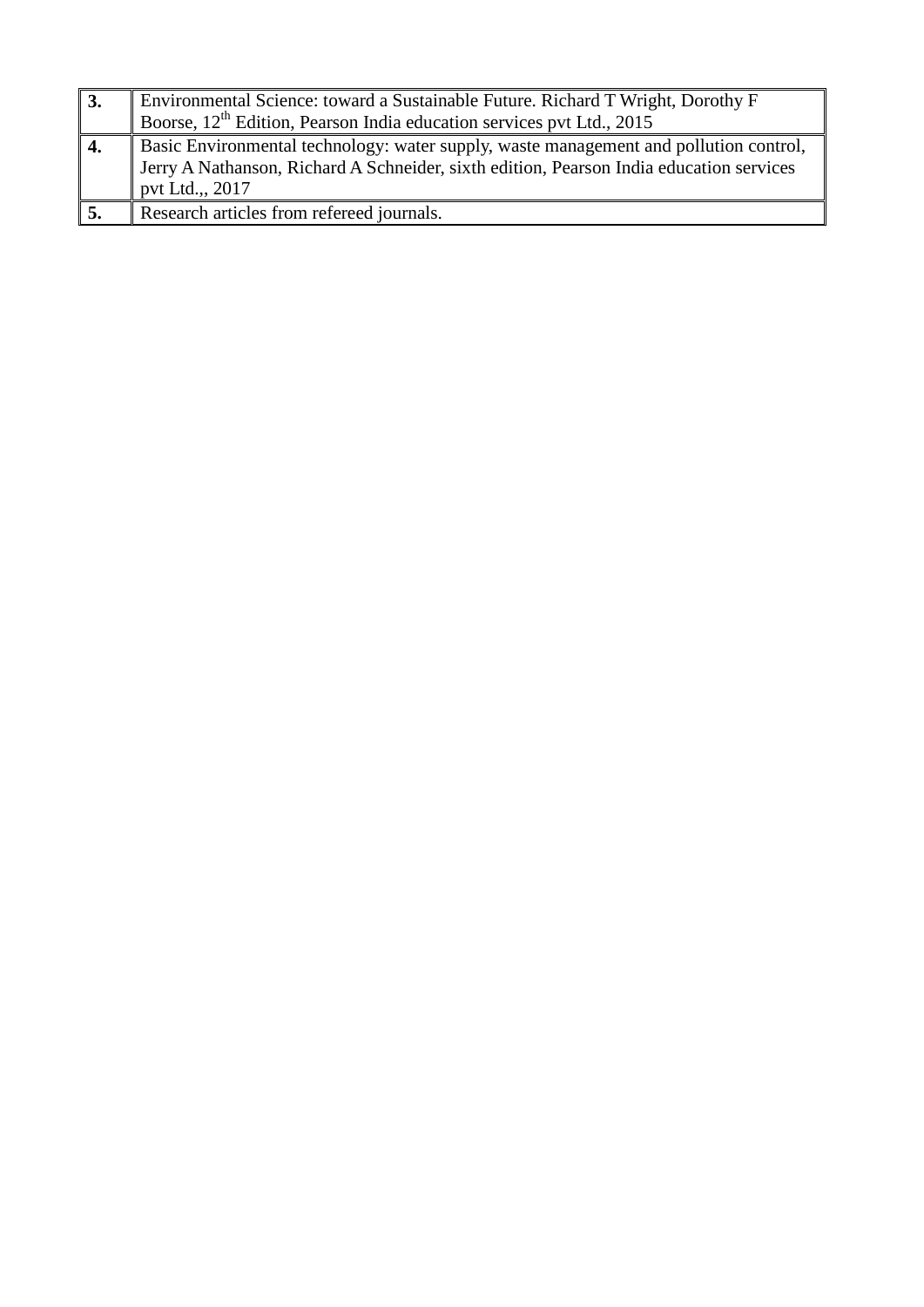| | |
|---|---|
| **3.** | Environmental Science: toward a Sustainable Future. Richard T Wright, Dorothy F Boorse, 12th Edition, Pearson India education services pvt Ltd., 2015 |
| **4.** | Basic Environmental technology: water supply, waste management and pollution control, Jerry A Nathanson, Richard A Schneider, sixth edition, Pearson India education services pvt Ltd.,, 2017 |
| **5.** | Research articles from refereed journals. |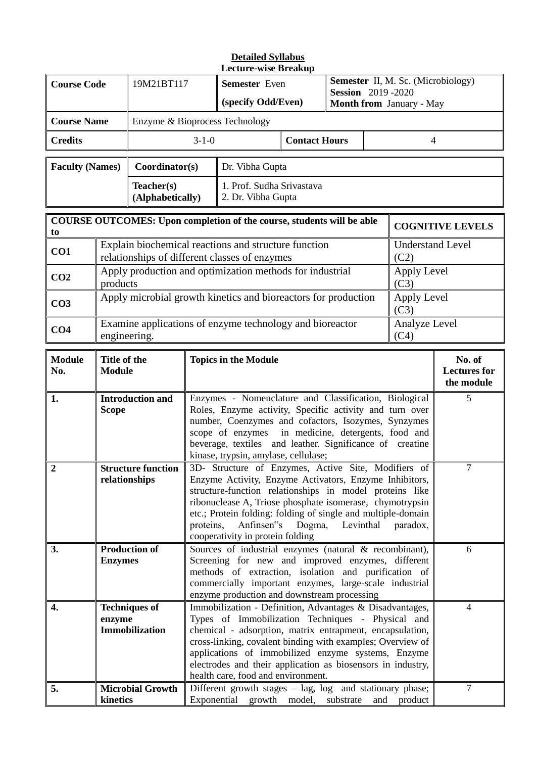**Detailed Syllabus**
**Lecture-wise Breakup**

| **Course Code** | 19M21BT117 | **Semester** Even (specify Odd/Even) | **Semester** II, M. Sc. (Microbiology) **Session** 2019 -2020 **Month from** January - May |
|---|---|---|---|
| **Course Name** | Enzyme & Bioprocess Technology | | |
| **Credits** | 3-1-0 | **Contact Hours** | 4 |

| **Faculty (Names)** | **Coordinator(s)** | Dr. Vibha Gupta |
|---|---|---|
| | **Teacher(s) (Alphabetically)** | 1. Prof. Sudha Srivastava 2. Dr. Vibha Gupta |

| **COURSE OUTCOMES: Upon completion of the course, students will be able to** | | **COGNITIVE LEVELS** |
|---|---|---|
| **CO1** | Explain biochemical reactions and structure function relationships of different classes of enzymes | Understand Level (C2) |
| **CO2** | Apply production and optimization methods for industrial products | Apply Level (C3) |
| **CO3** | Apply microbial growth kinetics and bioreactors for production | Apply Level (C3) |
| **CO4** | Examine applications of enzyme technology and bioreactor engineering. | Analyze Level (C4) |

| **Module No.** | **Title of the Module** | **Topics in the Module** | **No. of Lectures for the module** |
|---|---|---|---|
| **1.** | **Introduction and Scope** | Enzymes - Nomenclature and Classification, Biological Roles, Enzyme activity, Specific activity and turn over number, Coenzymes and cofactors, Isozymes, Synzymes scope of enzymes in medicine, detergents, food and beverage, textiles and leather. Significance of creatine kinase, trypsin, amylase, cellulase; | 5 |
| **2** | **Structure function relationships** | 3D- Structure of Enzymes, Active Site, Modifiers of Enzyme Activity, Enzyme Activators, Enzyme Inhibitors, structure-function relationships in model proteins like ribonuclease A, Triose phosphate isomerase, chymotrypsin etc.; Protein folding: folding of single and multiple-domain proteins, Anfinsen"s Dogma, Levinthal paradox, cooperativity in protein folding | 7 |
| **3.** | **Production of Enzymes** | Sources of industrial enzymes (natural & recombinant), Screening for new and improved enzymes, different methods of extraction, isolation and purification of commercially important enzymes, large-scale industrial enzyme production and downstream processing | 6 |
| **4.** | **Techniques of enzyme Immobilization** | Immobilization - Definition, Advantages & Disadvantages, Types of Immobilization Techniques - Physical and chemical - adsorption, matrix entrapment, encapsulation, cross-linking, covalent binding with examples; Overview of applications of immobilized enzyme systems, Enzyme electrodes and their application as biosensors in industry, health care, food and environment. | 4 |
| **5.** | **Microbial Growth kinetics** | Different growth stages – lag, log and stationary phase; Exponential growth model, substrate and product | 7 |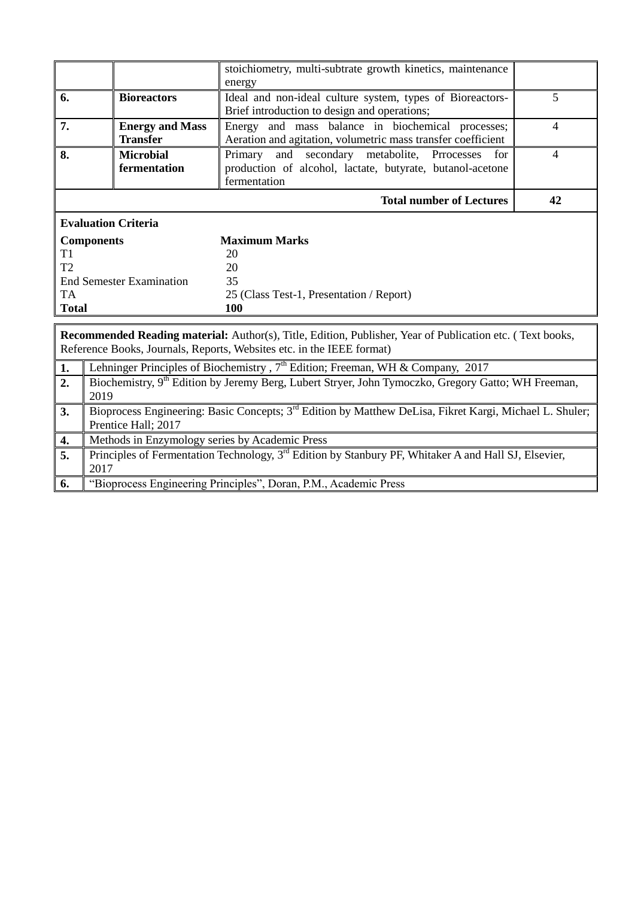|  |  |  |  |
|---|---|---|---|
|  |  | stoichiometry, multi-subtrate growth kinetics, maintenance energy |  |
| **6.** | **Bioreactors** | Ideal and non-ideal culture system, types of Bioreactors- Brief introduction to design and operations; | 5 |
| **7.** | **Energy and Mass Transfer** | Energy and mass balance in biochemical processes; Aeration and agitation, volumetric mass transfer coefficient | 4 |
| **8.** | **Microbial fermentation** | Primary and secondary metabolite, Prrocesses for production of alcohol, lactate, butyrate, butanol-acetone fermentation | 4 |
| **Total number of Lectures** |  |  | **42** |

**Evaluation Criteria**

| **Components** | **Maximum Marks** |
|---|---|
| T1 | 20 |
| T2 | 20 |
| End Semester Examination | 35 |
| TA | 25 (Class Test-1, Presentation / Report) |
| **Total** | **100** |

**Recommended Reading material:** Author(s), Title, Edition, Publisher, Year of Publication etc. ( Text books, Reference Books, Journals, Reports, Websites etc. in the IEEE format)

| | |
|---|---|
| **1.** | Lehninger Principles of Biochemistry , 7th Edition; Freeman, WH & Company, 2017 |
| **2.** | Biochemistry, 9th Edition by Jeremy Berg, Lubert Stryer, John Tymoczko, Gregory Gatto; WH Freeman, 2019 |
| **3.** | Bioprocess Engineering: Basic Concepts; 3rd Edition by Matthew DeLisa, Fikret Kargi, Michael L. Shuler; Prentice Hall; 2017 |
| **4.** | Methods in Enzymology series by Academic Press |
| **5.** | Principles of Fermentation Technology, 3rd Edition by Stanbury PF, Whitaker A and Hall SJ, Elsevier, 2017 |
| **6.** | "Bioprocess Engineering Principles", Doran, P.M., Academic Press |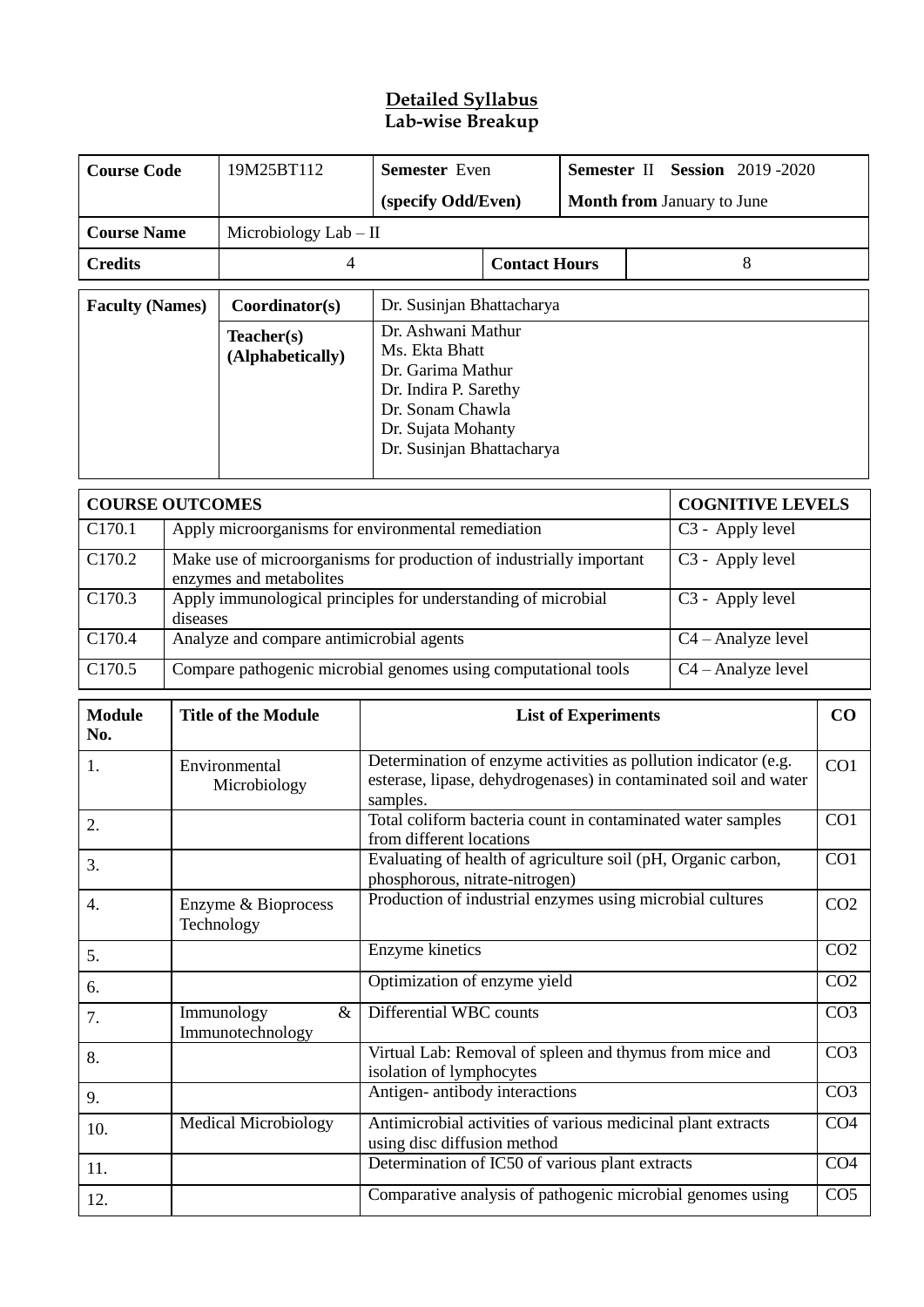## Detailed Syllabus
## Lab-wise Breakup

| **Course Code** | 19M25BT112 | **Semester** Even (specify Odd/Even) | | **Semester** II **Session** 2019 -2020 **Month from** January to June |
|---|---|---|---|---|
| **Course Name** | Microbiology Lab – II | | | |
| **Credits** | 4 | | **Contact Hours** | 8 |

| **Faculty (Names)** | **Coordinator(s)** | Dr. Susinjan Bhattacharya |
|---|---|---|
| | **Teacher(s) (Alphabetically)** | Dr. Ashwani Mathur<br>Ms. Ekta Bhatt<br>Dr. Garima Mathur<br>Dr. Indira P. Sarethy<br>Dr. Sonam Chawla<br>Dr. Sujata Mohanty<br>Dr. Susinjan Bhattacharya |

| **COURSE OUTCOMES** | | **COGNITIVE LEVELS** |
|---|---|---|
| C170.1 | Apply microorganisms for environmental remediation | C3 - Apply level |
| C170.2 | Make use of microorganisms for production of industrially important enzymes and metabolites | C3 - Apply level |
| C170.3 | Apply immunological principles for understanding of microbial diseases | C3 - Apply level |
| C170.4 | Analyze and compare antimicrobial agents | C4 – Analyze level |
| C170.5 | Compare pathogenic microbial genomes using computational tools | C4 – Analyze level |

| **Module No.** | **Title of the Module** | **List of Experiments** | **CO** |
|---|---|---|---|
| 1. | Environmental Microbiology | Determination of enzyme activities as pollution indicator (e.g. esterase, lipase, dehydrogenases) in contaminated soil and water samples. | CO1 |
| 2. | | Total coliform bacteria count in contaminated water samples from different locations | CO1 |
| 3. | | Evaluating of health of agriculture soil (pH, Organic carbon, phosphorous, nitrate-nitrogen) | CO1 |
| 4. | Enzyme & Bioprocess Technology | Production of industrial enzymes using microbial cultures | CO2 |
| 5. | | Enzyme kinetics | CO2 |
| 6. | | Optimization of enzyme yield | CO2 |
| 7. | Immunology & Immunotechnology | Differential WBC counts | CO3 |
| 8. | | Virtual Lab: Removal of spleen and thymus from mice and isolation of lymphocytes | CO3 |
| 9. | | Antigen- antibody interactions | CO3 |
| 10. | Medical Microbiology | Antimicrobial activities of various medicinal plant extracts using disc diffusion method | CO4 |
| 11. | | Determination of IC50 of various plant extracts | CO4 |
| 12. | | Comparative analysis of pathogenic microbial genomes using | CO5 |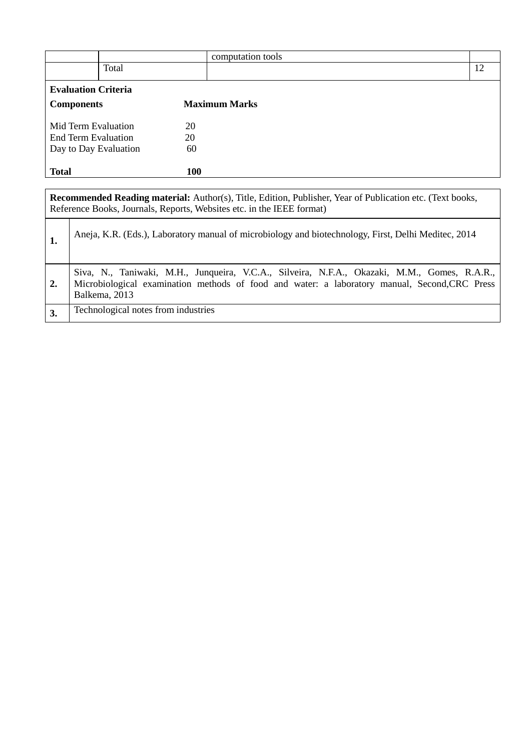| | | | |
|---|---|---|---|
| | | computation tools | |
| | Total | | 12 |

**Evaluation Criteria**

| **Components** | **Maximum Marks** |
|---|---|
| Mid Term Evaluation | 20 |
| End Term Evaluation | 20 |
| Day to Day Evaluation | 60 |
| **Total** | **100** |

**Recommended Reading material:** Author(s), Title, Edition, Publisher, Year of Publication etc. (Text books, Reference Books, Journals, Reports, Websites etc. in the IEEE format)

| | |
|---|---|
| **1.** | Aneja, K.R. (Eds.), Laboratory manual of microbiology and biotechnology, First, Delhi Meditec, 2014 |
| **2.** | Siva, N., Taniwaki, M.H., Junqueira, V.C.A., Silveira, N.F.A., Okazaki, M.M., Gomes, R.A.R., Microbiological examination methods of food and water: a laboratory manual, Second,CRC Press Balkema, 2013 |
| **3.** | Technological notes from industries |